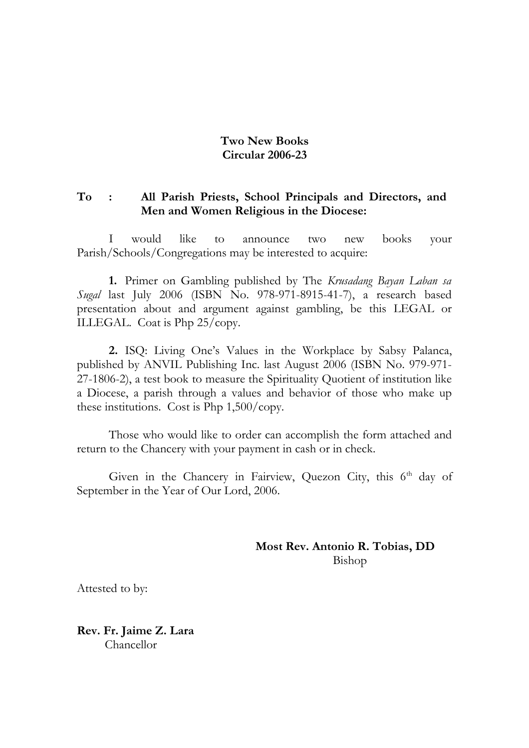**Two New Books**
**Circular 2006-23**

**To : All Parish Priests, School Principals and Directors, and Men and Women Religious in the Diocese:**

I would like to announce two new books your Parish/Schools/Congregations may be interested to acquire:

**1.** Primer on Gambling published by The *Krusadang Bayan Laban sa Sugal* last July 2006 (ISBN No. 978-971-8915-41-7), a research based presentation about and argument against gambling, be this LEGAL or ILLEGAL. Coat is Php 25/copy.

**2.** ISQ: Living One's Values in the Workplace by Sabsy Palanca, published by ANVIL Publishing Inc. last August 2006 (ISBN No. 979-971-27-1806-2), a test book to measure the Spirituality Quotient of institution like a Diocese, a parish through a values and behavior of those who make up these institutions. Cost is Php 1,500/copy.

Those who would like to order can accomplish the form attached and return to the Chancery with your payment in cash or in check.

Given in the Chancery in Fairview, Quezon City, this 6th day of September in the Year of Our Lord, 2006.

**Most Rev. Antonio R. Tobias, DD**
Bishop

Attested to by:

**Rev. Fr. Jaime Z. Lara**
Chancellor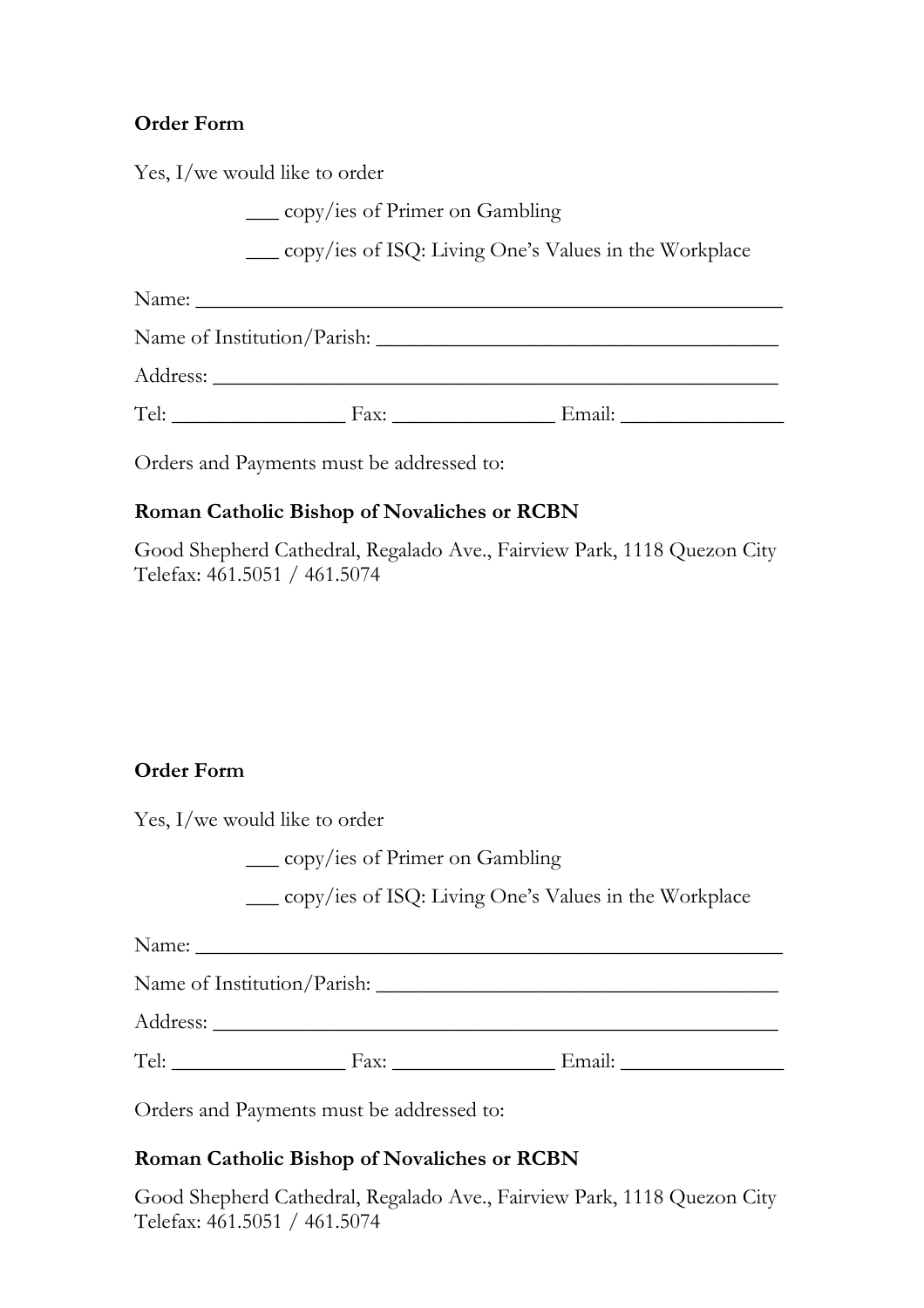**Order Form**

Yes, I/we would like to order

___ copy/ies of Primer on Gambling

___ copy/ies of ISQ: Living One's Values in the Workplace

Name: ____________________________________________________

Name of Institution/Parish: ___________________________________

Address: __________________________________________________

Tel: _______________ Fax: ______________ Email: ______________

Orders and Payments must be addressed to:

**Roman Catholic Bishop of Novaliches or RCBN**

Good Shepherd Cathedral, Regalado Ave., Fairview Park, 1118 Quezon City
Telefax: 461.5051 / 461.5074

**Order Form**

Yes, I/we would like to order

___ copy/ies of Primer on Gambling

___ copy/ies of ISQ: Living One's Values in the Workplace

Name: ____________________________________________________

Name of Institution/Parish: ___________________________________

Address: __________________________________________________

Tel: _______________ Fax: ______________ Email: ______________

Orders and Payments must be addressed to:

**Roman Catholic Bishop of Novaliches or RCBN**

Good Shepherd Cathedral, Regalado Ave., Fairview Park, 1118 Quezon City
Telefax: 461.5051 / 461.5074